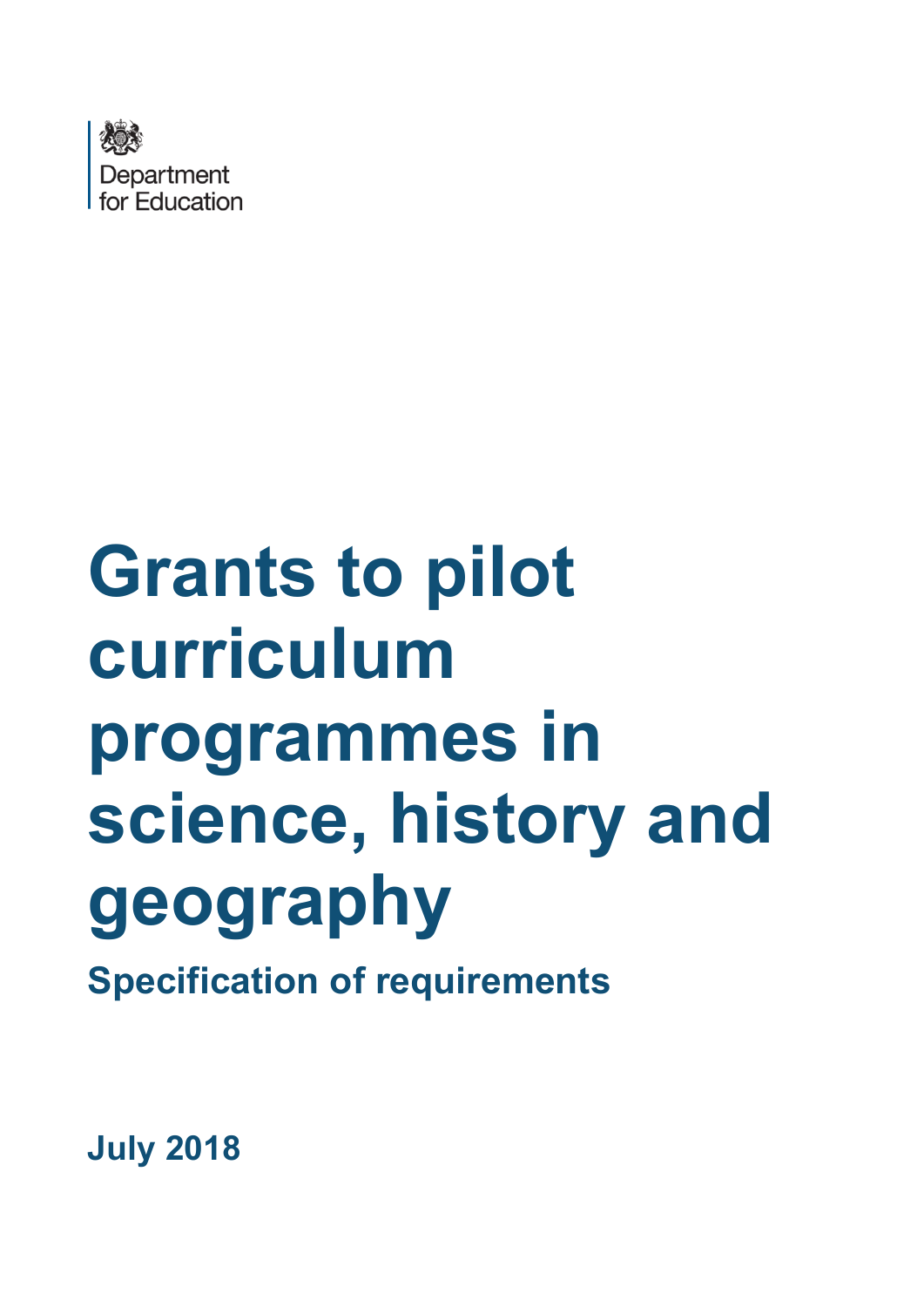Department for Education

# Grants to pilot curriculum programmes in science, history and geography

## Specification of requirements

**July 2018**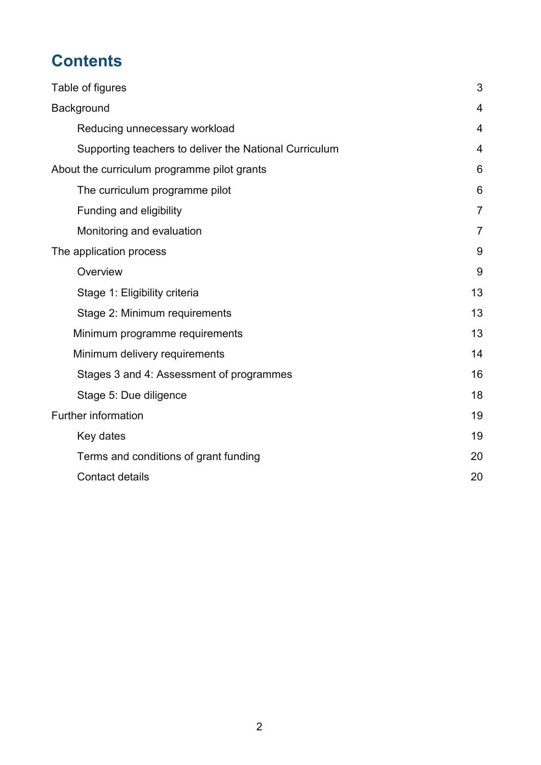# Contents

| | |
|---|---|
| Table of figures | 3 |
| Background | 4 |
| Reducing unnecessary workload | 4 |
| Supporting teachers to deliver the National Curriculum | 4 |
| About the curriculum programme pilot grants | 6 |
| The curriculum programme pilot | 6 |
| Funding and eligibility | 7 |
| Monitoring and evaluation | 7 |
| The application process | 9 |
| Overview | 9 |
| Stage 1: Eligibility criteria | 13 |
| Stage 2: Minimum requirements | 13 |
| Minimum programme requirements | 13 |
| Minimum delivery requirements | 14 |
| Stages 3 and 4: Assessment of programmes | 16 |
| Stage 5: Due diligence | 18 |
| Further information | 19 |
| Key dates | 19 |
| Terms and conditions of grant funding | 20 |
| Contact details | 20 |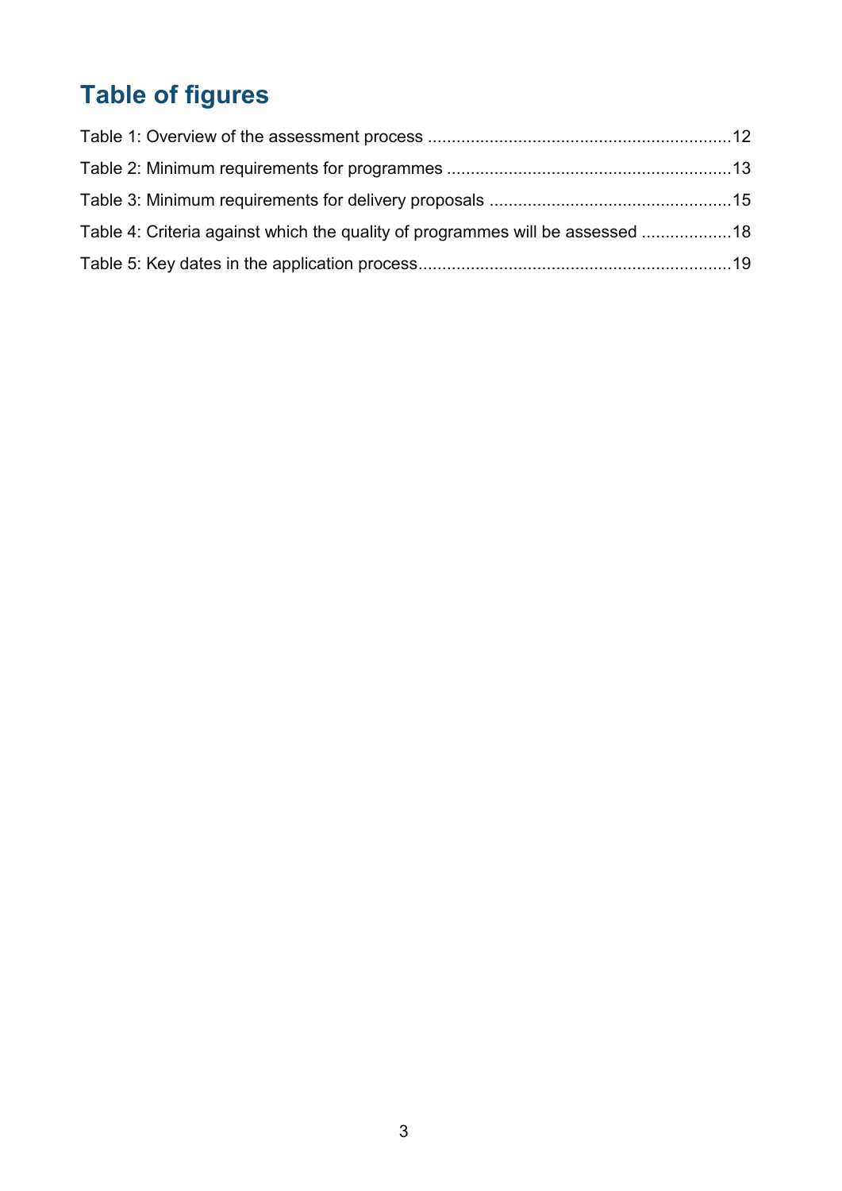# Table of figures

Table 1: Overview of the assessment process ............................................................... 12

Table 2: Minimum requirements for programmes ........................................................... 13

Table 3: Minimum requirements for delivery proposals .................................................. 15

Table 4: Criteria against which the quality of programmes will be assessed ................... 18

Table 5: Key dates in the application process................................................................. 19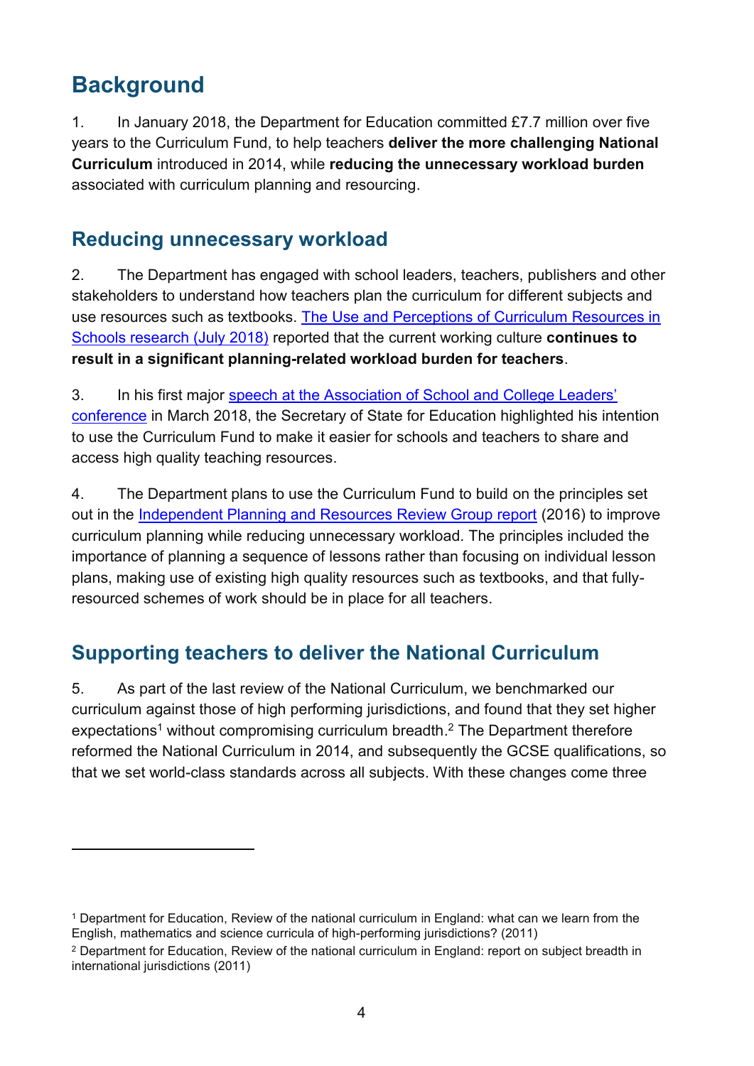# Background

1. In January 2018, the Department for Education committed £7.7 million over five years to the Curriculum Fund, to help teachers **deliver the more challenging National Curriculum** introduced in 2014, while **reducing the unnecessary workload burden** associated with curriculum planning and resourcing.

## Reducing unnecessary workload

2. The Department has engaged with school leaders, teachers, publishers and other stakeholders to understand how teachers plan the curriculum for different subjects and use resources such as textbooks. The Use and Perceptions of Curriculum Resources in Schools research (July 2018) reported that the current working culture **continues to result in a significant planning-related workload burden for teachers**.

3. In his first major speech at the Association of School and College Leaders' conference in March 2018, the Secretary of State for Education highlighted his intention to use the Curriculum Fund to make it easier for schools and teachers to share and access high quality teaching resources.

4. The Department plans to use the Curriculum Fund to build on the principles set out in the Independent Planning and Resources Review Group report (2016) to improve curriculum planning while reducing unnecessary workload. The principles included the importance of planning a sequence of lessons rather than focusing on individual lesson plans, making use of existing high quality resources such as textbooks, and that fully-resourced schemes of work should be in place for all teachers.

## Supporting teachers to deliver the National Curriculum

5. As part of the last review of the National Curriculum, we benchmarked our curriculum against those of high performing jurisdictions, and found that they set higher expectations[1] without compromising curriculum breadth.[2] The Department therefore reformed the National Curriculum in 2014, and subsequently the GCSE qualifications, so that we set world-class standards across all subjects. With these changes come three

---

[1] Department for Education, Review of the national curriculum in England: what can we learn from the English, mathematics and science curricula of high-performing jurisdictions? (2011)

[2] Department for Education, Review of the national curriculum in England: report on subject breadth in international jurisdictions (2011)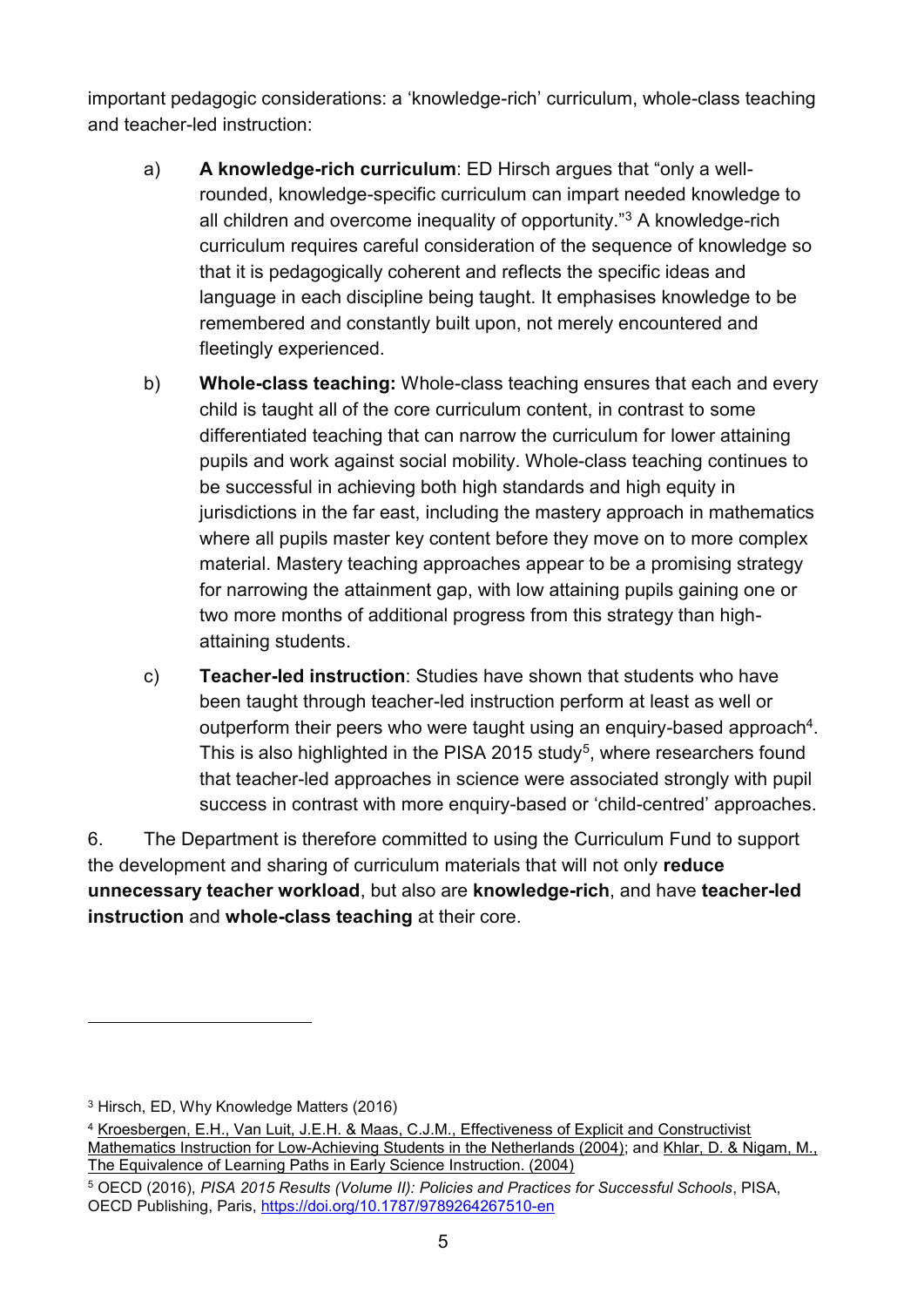important pedagogic considerations: a 'knowledge-rich' curriculum, whole-class teaching and teacher-led instruction:

a) **A knowledge-rich curriculum**: ED Hirsch argues that "only a well-rounded, knowledge-specific curriculum can impart needed knowledge to all children and overcome inequality of opportunity."[3] A knowledge-rich curriculum requires careful consideration of the sequence of knowledge so that it is pedagogically coherent and reflects the specific ideas and language in each discipline being taught. It emphasises knowledge to be remembered and constantly built upon, not merely encountered and fleetingly experienced.

b) **Whole-class teaching:** Whole-class teaching ensures that each and every child is taught all of the core curriculum content, in contrast to some differentiated teaching that can narrow the curriculum for lower attaining pupils and work against social mobility. Whole-class teaching continues to be successful in achieving both high standards and high equity in jurisdictions in the far east, including the mastery approach in mathematics where all pupils master key content before they move on to more complex material. Mastery teaching approaches appear to be a promising strategy for narrowing the attainment gap, with low attaining pupils gaining one or two more months of additional progress from this strategy than high-attaining students.

c) **Teacher-led instruction**: Studies have shown that students who have been taught through teacher-led instruction perform at least as well or outperform their peers who were taught using an enquiry-based approach[4]. This is also highlighted in the PISA 2015 study[5], where researchers found that teacher-led approaches in science were associated strongly with pupil success in contrast with more enquiry-based or 'child-centred' approaches.

6. The Department is therefore committed to using the Curriculum Fund to support the development and sharing of curriculum materials that will not only **reduce unnecessary teacher workload**, but also are **knowledge-rich**, and have **teacher-led instruction** and **whole-class teaching** at their core.

---

[3] Hirsch, ED, Why Knowledge Matters (2016)

[4] Kroesbergen, E.H., Van Luit, J.E.H. & Maas, C.J.M., Effectiveness of Explicit and Constructivist Mathematics Instruction for Low-Achieving Students in the Netherlands (2004); and Khlar, D. & Nigam, M., The Equivalence of Learning Paths in Early Science Instruction. (2004)

[5] OECD (2016), *PISA 2015 Results (Volume II): Policies and Practices for Successful Schools*, PISA, OECD Publishing, Paris, https://doi.org/10.1787/9789264267510-en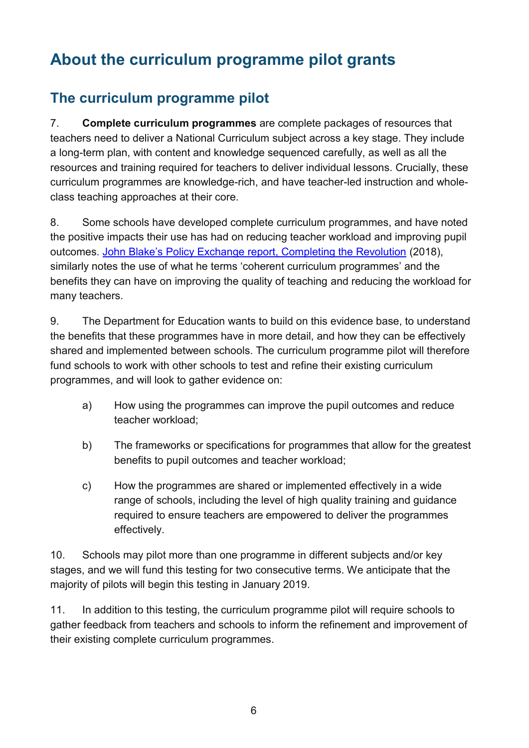# About the curriculum programme pilot grants

## The curriculum programme pilot

7. **Complete curriculum programmes** are complete packages of resources that teachers need to deliver a National Curriculum subject across a key stage. They include a long-term plan, with content and knowledge sequenced carefully, as well as all the resources and training required for teachers to deliver individual lessons. Crucially, these curriculum programmes are knowledge-rich, and have teacher-led instruction and whole-class teaching approaches at their core.

8. Some schools have developed complete curriculum programmes, and have noted the positive impacts their use has had on reducing teacher workload and improving pupil outcomes. John Blake's Policy Exchange report, Completing the Revolution (2018), similarly notes the use of what he terms 'coherent curriculum programmes' and the benefits they can have on improving the quality of teaching and reducing the workload for many teachers.

9. The Department for Education wants to build on this evidence base, to understand the benefits that these programmes have in more detail, and how they can be effectively shared and implemented between schools. The curriculum programme pilot will therefore fund schools to work with other schools to test and refine their existing curriculum programmes, and will look to gather evidence on:

   a) How using the programmes can improve the pupil outcomes and reduce teacher workload;

   b) The frameworks or specifications for programmes that allow for the greatest benefits to pupil outcomes and teacher workload;

   c) How the programmes are shared or implemented effectively in a wide range of schools, including the level of high quality training and guidance required to ensure teachers are empowered to deliver the programmes effectively.

10. Schools may pilot more than one programme in different subjects and/or key stages, and we will fund this testing for two consecutive terms. We anticipate that the majority of pilots will begin this testing in January 2019.

11. In addition to this testing, the curriculum programme pilot will require schools to gather feedback from teachers and schools to inform the refinement and improvement of their existing complete curriculum programmes.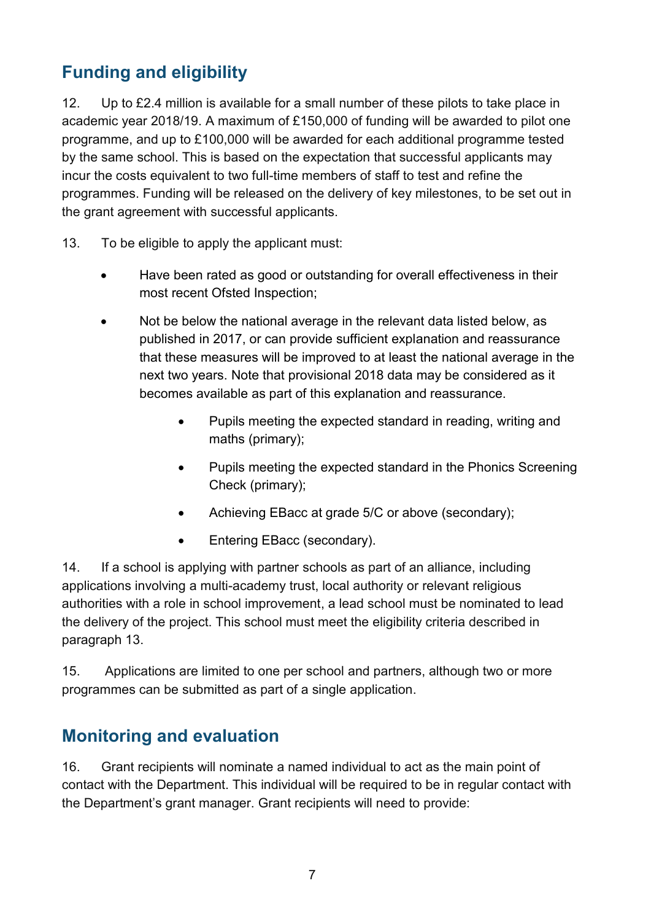## Funding and eligibility

12. Up to £2.4 million is available for a small number of these pilots to take place in academic year 2018/19. A maximum of £150,000 of funding will be awarded to pilot one programme, and up to £100,000 will be awarded for each additional programme tested by the same school. This is based on the expectation that successful applicants may incur the costs equivalent to two full-time members of staff to test and refine the programmes. Funding will be released on the delivery of key milestones, to be set out in the grant agreement with successful applicants.

13. To be eligible to apply the applicant must:

- Have been rated as good or outstanding for overall effectiveness in their most recent Ofsted Inspection;
- Not be below the national average in the relevant data listed below, as published in 2017, or can provide sufficient explanation and reassurance that these measures will be improved to at least the national average in the next two years. Note that provisional 2018 data may be considered as it becomes available as part of this explanation and reassurance.
    - Pupils meeting the expected standard in reading, writing and maths (primary);
    - Pupils meeting the expected standard in the Phonics Screening Check (primary);
    - Achieving EBacc at grade 5/C or above (secondary);
    - Entering EBacc (secondary).

14. If a school is applying with partner schools as part of an alliance, including applications involving a multi-academy trust, local authority or relevant religious authorities with a role in school improvement, a lead school must be nominated to lead the delivery of the project. This school must meet the eligibility criteria described in paragraph 13.

15. Applications are limited to one per school and partners, although two or more programmes can be submitted as part of a single application.

## Monitoring and evaluation

16. Grant recipients will nominate a named individual to act as the main point of contact with the Department. This individual will be required to be in regular contact with the Department's grant manager. Grant recipients will need to provide: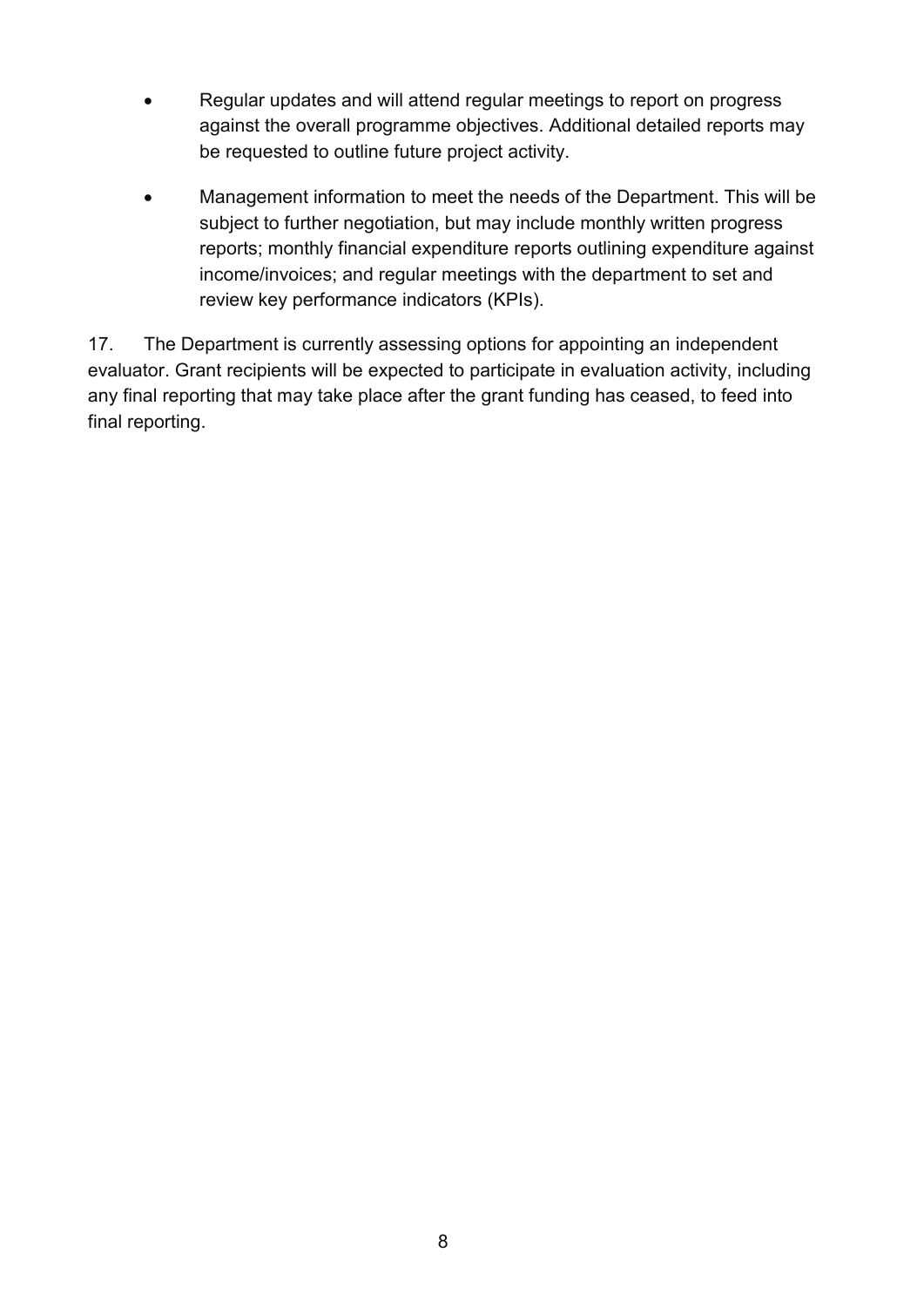- Regular updates and will attend regular meetings to report on progress against the overall programme objectives. Additional detailed reports may be requested to outline future project activity.
- Management information to meet the needs of the Department. This will be subject to further negotiation, but may include monthly written progress reports; monthly financial expenditure reports outlining expenditure against income/invoices; and regular meetings with the department to set and review key performance indicators (KPIs).

17. The Department is currently assessing options for appointing an independent evaluator. Grant recipients will be expected to participate in evaluation activity, including any final reporting that may take place after the grant funding has ceased, to feed into final reporting.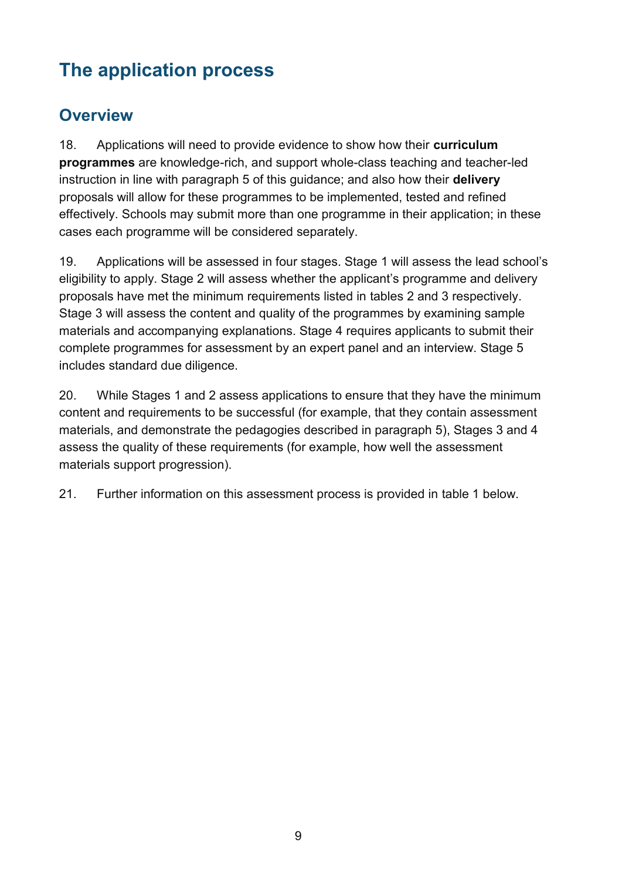# The application process

## Overview

18. Applications will need to provide evidence to show how their **curriculum programmes** are knowledge-rich, and support whole-class teaching and teacher-led instruction in line with paragraph 5 of this guidance; and also how their **delivery** proposals will allow for these programmes to be implemented, tested and refined effectively. Schools may submit more than one programme in their application; in these cases each programme will be considered separately.

19. Applications will be assessed in four stages. Stage 1 will assess the lead school's eligibility to apply. Stage 2 will assess whether the applicant's programme and delivery proposals have met the minimum requirements listed in tables 2 and 3 respectively. Stage 3 will assess the content and quality of the programmes by examining sample materials and accompanying explanations. Stage 4 requires applicants to submit their complete programmes for assessment by an expert panel and an interview. Stage 5 includes standard due diligence.

20. While Stages 1 and 2 assess applications to ensure that they have the minimum content and requirements to be successful (for example, that they contain assessment materials, and demonstrate the pedagogies described in paragraph 5), Stages 3 and 4 assess the quality of these requirements (for example, how well the assessment materials support progression).

21. Further information on this assessment process is provided in table 1 below.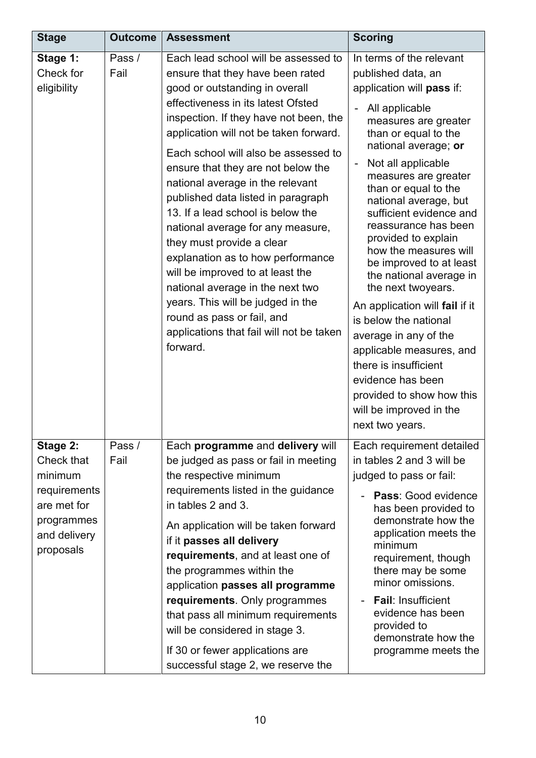| Stage | Outcome | Assessment | Scoring |
|---|---|---|---|
| **Stage 1:** Check for eligibility | Pass / Fail | Each lead school will be assessed to ensure that they have been rated good or outstanding in overall effectiveness in its latest Ofsted inspection. If they have not been, the application will not be taken forward.<br><br>Each school will also be assessed to ensure that they are not below the national average in the relevant published data listed in paragraph 13. If a lead school is below the national average for any measure, they must provide a clear explanation as to how performance will be improved to at least the national average in the next two years. This will be judged in the round as pass or fail, and applications that fail will not be taken forward. | In terms of the relevant published data, an application will **pass** if:<br>- All applicable measures are greater than or equal to the national average; **or**<br>- Not all applicable measures are greater than or equal to the national average, but sufficient evidence and reassurance has been provided to explain how the measures will be improved to at least the national average in the next twoyears.<br><br>An application will **fail** if it is below the national average in any of the applicable measures, and there is insufficient evidence has been provided to show how this will be improved in the next two years. |
| **Stage 2:** Check that minimum requirements are met for programmes and delivery proposals | Pass / Fail | Each **programme** and **delivery** will be judged as pass or fail in meeting the respective minimum requirements listed in the guidance in tables 2 and 3.<br><br>An application will be taken forward if it **passes all delivery requirements**, and at least one of the programmes within the application **passes all programme requirements**. Only programmes that pass all minimum requirements will be considered in stage 3.<br><br>If 30 or fewer applications are successful stage 2, we reserve the | Each requirement detailed in tables 2 and 3 will be judged to pass or fail:<br>- **Pass**: Good evidence has been provided to demonstrate how the application meets the minimum requirement, though there may be some minor omissions.<br>- **Fail**: Insufficient evidence has been provided to demonstrate how the programme meets the |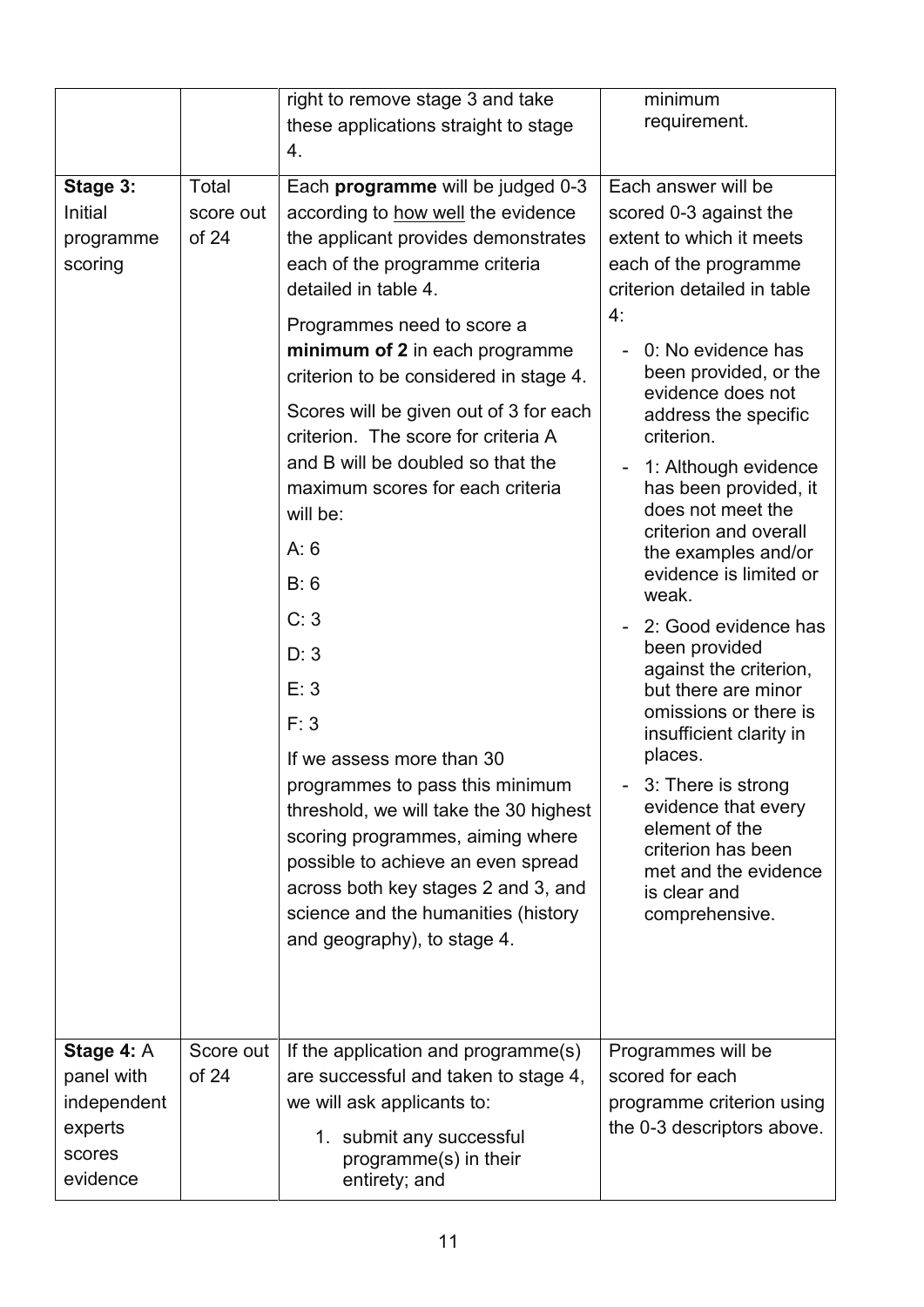| | | | |
|---|---|---|---|
| | | right to remove stage 3 and take these applications straight to stage 4. | minimum requirement. |
| **Stage 3:** Initial programme scoring | Total score out of 24 | Each **programme** will be judged 0-3 according to how well the evidence the applicant provides demonstrates each of the programme criteria detailed in table 4.<br><br>Programmes need to score a **minimum of 2** in each programme criterion to be considered in stage 4.<br><br>Scores will be given out of 3 for each criterion. The score for criteria A and B will be doubled so that the maximum scores for each criteria will be:<br><br>A: 6<br><br>B: 6<br><br>C: 3<br><br>D: 3<br><br>E: 3<br><br>F: 3<br><br>If we assess more than 30 programmes to pass this minimum threshold, we will take the 30 highest scoring programmes, aiming where possible to achieve an even spread across both key stages 2 and 3, and science and the humanities (history and geography), to stage 4. | Each answer will be scored 0-3 against the extent to which it meets each of the programme criterion detailed in table 4:<br><br>- 0: No evidence has been provided, or the evidence does not address the specific criterion.<br>- 1: Although evidence has been provided, it does not meet the criterion and overall the examples and/or evidence is limited or weak.<br>- 2: Good evidence has been provided against the criterion, but there are minor omissions or there is insufficient clarity in places.<br>- 3: There is strong evidence that every element of the criterion has been met and the evidence is clear and comprehensive. |
| **Stage 4:** A panel with independent experts scores evidence | Score out of 24 | If the application and programme(s) are successful and taken to stage 4, we will ask applicants to:<br><br>1. submit any successful programme(s) in their entirety; and | Programmes will be scored for each programme criterion using the 0-3 descriptors above. |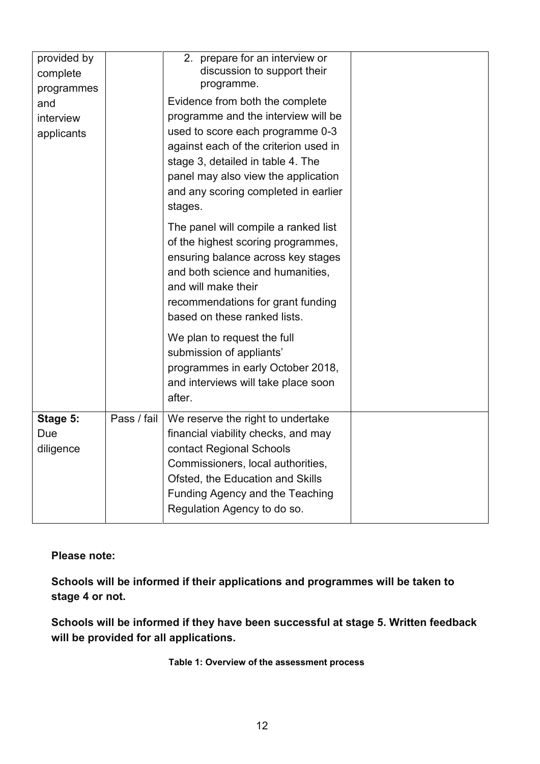| | | | |
|---|---|---|---|
| provided by complete programmes and interview applicants | | 2. prepare for an interview or discussion to support their programme.<br><br>Evidence from both the complete programme and the interview will be used to score each programme 0-3 against each of the criterion used in stage 3, detailed in table 4. The panel may also view the application and any scoring completed in earlier stages.<br><br>The panel will compile a ranked list of the highest scoring programmes, ensuring balance across key stages and both science and humanities, and will make their recommendations for grant funding based on these ranked lists.<br><br>We plan to request the full submission of appliants' programmes in early October 2018, and interviews will take place soon after. | |
| **Stage 5:** Due diligence | Pass / fail | We reserve the right to undertake financial viability checks, and may contact Regional Schools Commissioners, local authorities, Ofsted, the Education and Skills Funding Agency and the Teaching Regulation Agency to do so. | |

**Please note:**

**Schools will be informed if their applications and programmes will be taken to stage 4 or not.**

**Schools will be informed if they have been successful at stage 5. Written feedback will be provided for all applications.**

**Table 1: Overview of the assessment process**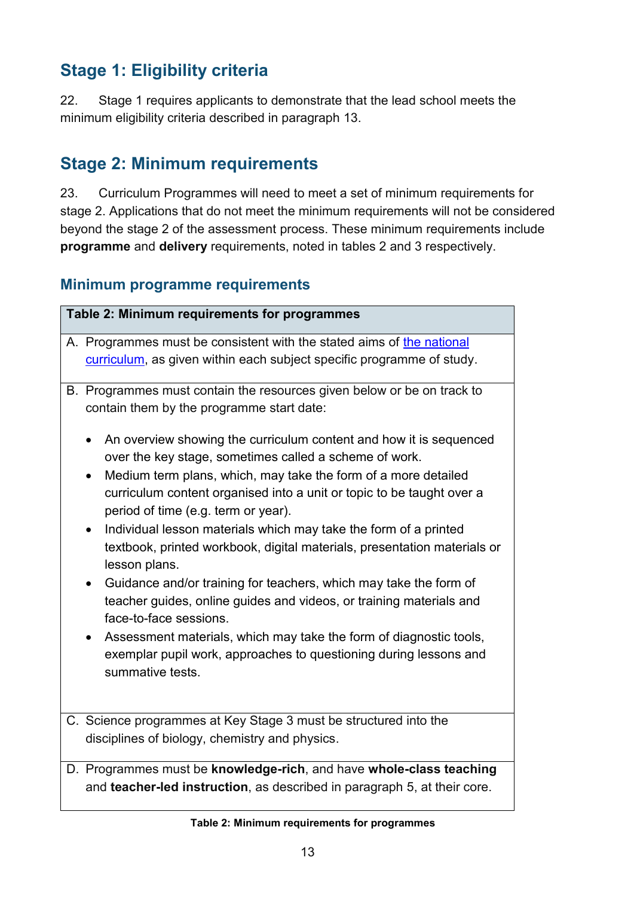## Stage 1: Eligibility criteria

22. Stage 1 requires applicants to demonstrate that the lead school meets the minimum eligibility criteria described in paragraph 13.

## Stage 2: Minimum requirements

23. Curriculum Programmes will need to meet a set of minimum requirements for stage 2. Applications that do not meet the minimum requirements will not be considered beyond the stage 2 of the assessment process. These minimum requirements include **programme** and **delivery** requirements, noted in tables 2 and 3 respectively.

### Minimum programme requirements

| **Table 2: Minimum requirements for programmes** |
|---|
| A. Programmes must be consistent with the stated aims of [the national curriculum](), as given within each subject specific programme of study. |
| B. Programmes must contain the resources given below or be on track to contain them by the programme start date:<br><br>• An overview showing the curriculum content and how it is sequenced over the key stage, sometimes called a scheme of work.<br>• Medium term plans, which, may take the form of a more detailed curriculum content organised into a unit or topic to be taught over a period of time (e.g. term or year).<br>• Individual lesson materials which may take the form of a printed textbook, printed workbook, digital materials, presentation materials or lesson plans.<br>• Guidance and/or training for teachers, which may take the form of teacher guides, online guides and videos, or training materials and face-to-face sessions.<br>• Assessment materials, which may take the form of diagnostic tools, exemplar pupil work, approaches to questioning during lessons and summative tests. |
| C. Science programmes at Key Stage 3 must be structured into the disciplines of biology, chemistry and physics. |
| D. Programmes must be **knowledge-rich**, and have **whole-class teaching** and **teacher-led instruction**, as described in paragraph 5, at their core. |

**Table 2: Minimum requirements for programmes**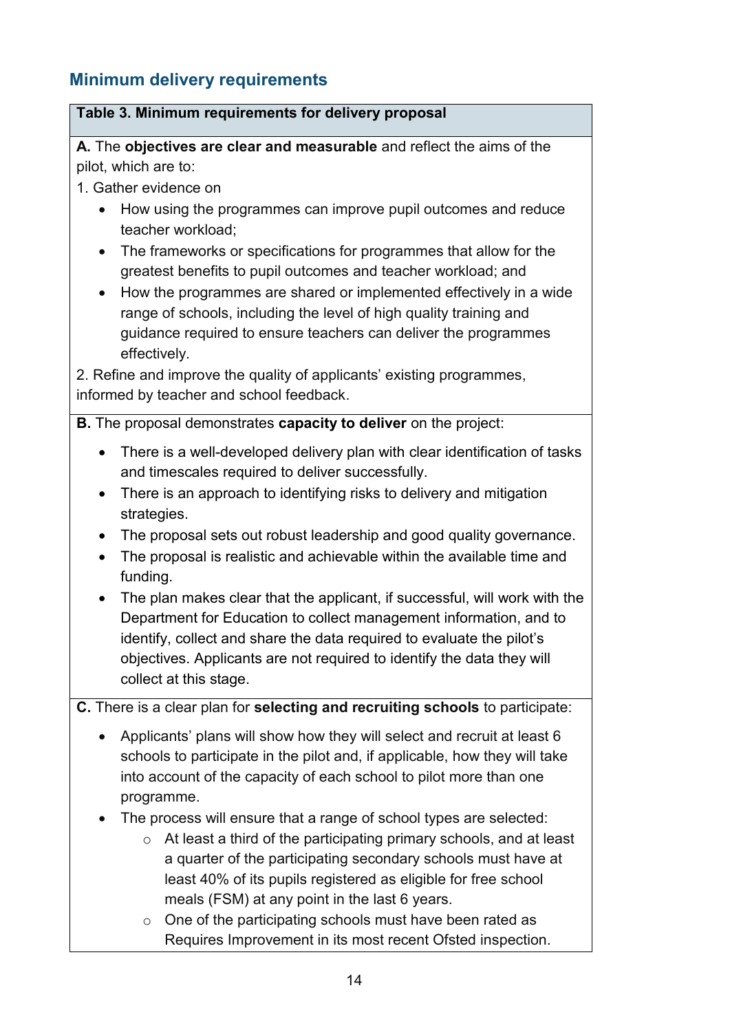## Minimum delivery requirements

**Table 3. Minimum requirements for delivery proposal**

**A.** The **objectives are clear and measurable** and reflect the aims of the pilot, which are to:

1. Gather evidence on

- How using the programmes can improve pupil outcomes and reduce teacher workload;
- The frameworks or specifications for programmes that allow for the greatest benefits to pupil outcomes and teacher workload; and
- How the programmes are shared or implemented effectively in a wide range of schools, including the level of high quality training and guidance required to ensure teachers can deliver the programmes effectively.

2. Refine and improve the quality of applicants' existing programmes, informed by teacher and school feedback.

**B.** The proposal demonstrates **capacity to deliver** on the project:

- There is a well-developed delivery plan with clear identification of tasks and timescales required to deliver successfully.
- There is an approach to identifying risks to delivery and mitigation strategies.
- The proposal sets out robust leadership and good quality governance.
- The proposal is realistic and achievable within the available time and funding.
- The plan makes clear that the applicant, if successful, will work with the Department for Education to collect management information, and to identify, collect and share the data required to evaluate the pilot's objectives. Applicants are not required to identify the data they will collect at this stage.

**C.** There is a clear plan for **selecting and recruiting schools** to participate:

- Applicants' plans will show how they will select and recruit at least 6 schools to participate in the pilot and, if applicable, how they will take into account of the capacity of each school to pilot more than one programme.
- The process will ensure that a range of school types are selected:
  - At least a third of the participating primary schools, and at least a quarter of the participating secondary schools must have at least 40% of its pupils registered as eligible for free school meals (FSM) at any point in the last 6 years.
  - One of the participating schools must have been rated as Requires Improvement in its most recent Ofsted inspection.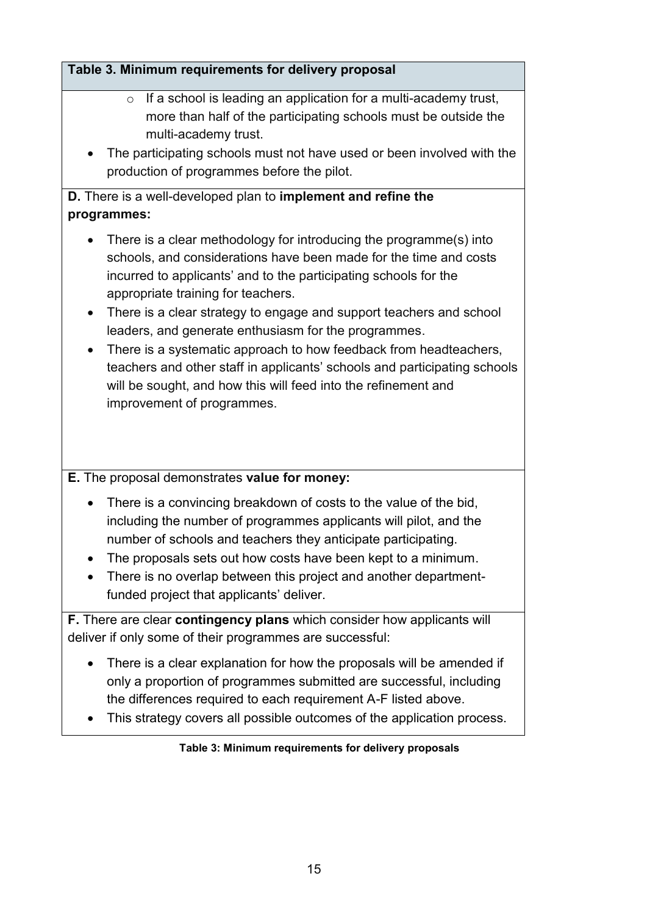| Table 3. Minimum requirements for delivery proposal |
|---|
| ◦ If a school is leading an application for a multi-academy trust, more than half of the participating schools must be outside the multi-academy trust.<br>• The participating schools must not have used or been involved with the production of programmes before the pilot. |
| **D.** There is a well-developed plan to **implement and refine the programmes:**<br>• There is a clear methodology for introducing the programme(s) into schools, and considerations have been made for the time and costs incurred to applicants' and to the participating schools for the appropriate training for teachers.<br>• There is a clear strategy to engage and support teachers and school leaders, and generate enthusiasm for the programmes.<br>• There is a systematic approach to how feedback from headteachers, teachers and other staff in applicants' schools and participating schools will be sought, and how this will feed into the refinement and improvement of programmes. |
| **E.** The proposal demonstrates **value for money:**<br>• There is a convincing breakdown of costs to the value of the bid, including the number of programmes applicants will pilot, and the number of schools and teachers they anticipate participating.<br>• The proposals sets out how costs have been kept to a minimum.<br>• There is no overlap between this project and another department-funded project that applicants' deliver. |
| **F.** There are clear **contingency plans** which consider how applicants will deliver if only some of their programmes are successful:<br>• There is a clear explanation for how the proposals will be amended if only a proportion of programmes submitted are successful, including the differences required to each requirement A-F listed above.<br>• This strategy covers all possible outcomes of the application process. |

**Table 3: Minimum requirements for delivery proposals**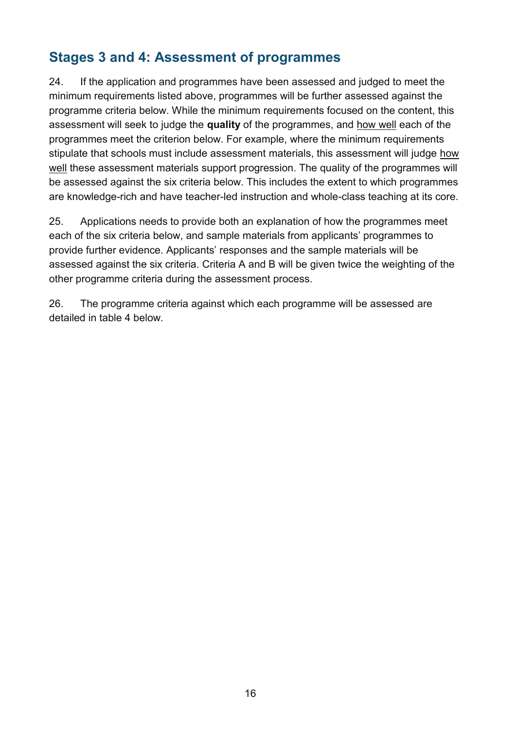## Stages 3 and 4: Assessment of programmes

24. If the application and programmes have been assessed and judged to meet the minimum requirements listed above, programmes will be further assessed against the programme criteria below. While the minimum requirements focused on the content, this assessment will seek to judge the **quality** of the programmes, and how well each of the programmes meet the criterion below. For example, where the minimum requirements stipulate that schools must include assessment materials, this assessment will judge how well these assessment materials support progression. The quality of the programmes will be assessed against the six criteria below. This includes the extent to which programmes are knowledge-rich and have teacher-led instruction and whole-class teaching at its core.

25. Applications needs to provide both an explanation of how the programmes meet each of the six criteria below, and sample materials from applicants' programmes to provide further evidence. Applicants' responses and the sample materials will be assessed against the six criteria. Criteria A and B will be given twice the weighting of the other programme criteria during the assessment process.

26. The programme criteria against which each programme will be assessed are detailed in table 4 below.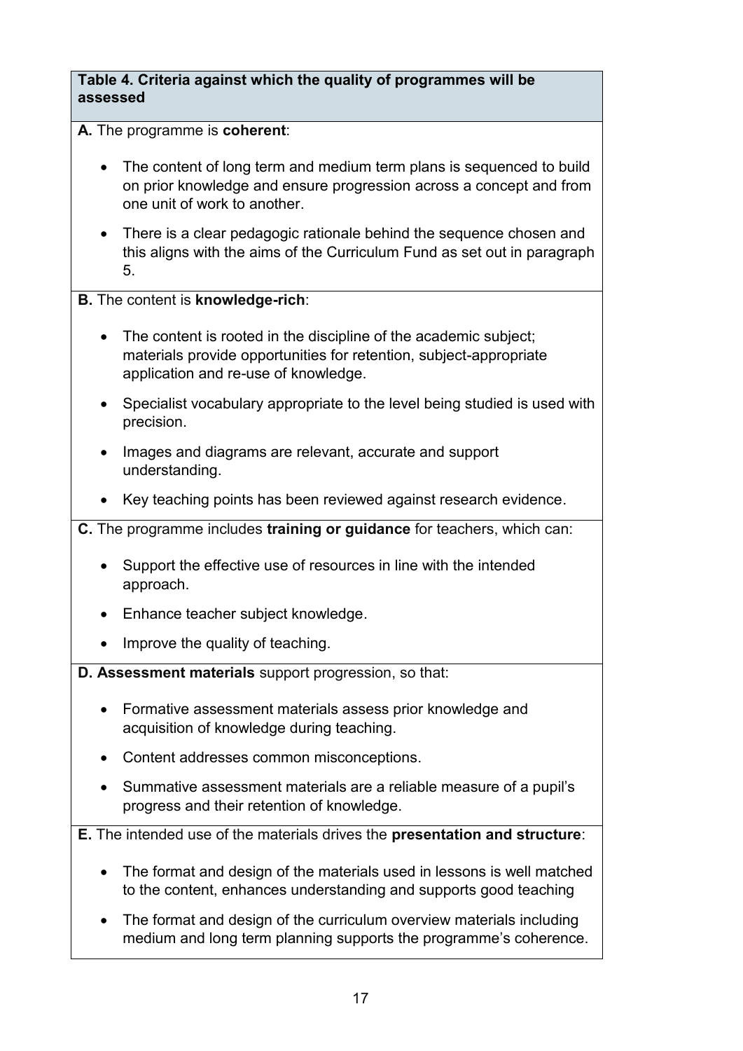**Table 4. Criteria against which the quality of programmes will be assessed**

**A.** The programme is **coherent**:

- The content of long term and medium term plans is sequenced to build on prior knowledge and ensure progression across a concept and from one unit of work to another.
- There is a clear pedagogic rationale behind the sequence chosen and this aligns with the aims of the Curriculum Fund as set out in paragraph 5.

**B.** The content is **knowledge-rich**:

- The content is rooted in the discipline of the academic subject; materials provide opportunities for retention, subject-appropriate application and re-use of knowledge.
- Specialist vocabulary appropriate to the level being studied is used with precision.
- Images and diagrams are relevant, accurate and support understanding.
- Key teaching points has been reviewed against research evidence.

**C.** The programme includes **training or guidance** for teachers, which can:

- Support the effective use of resources in line with the intended approach.
- Enhance teacher subject knowledge.
- Improve the quality of teaching.

**D. Assessment materials** support progression, so that:

- Formative assessment materials assess prior knowledge and acquisition of knowledge during teaching.
- Content addresses common misconceptions.
- Summative assessment materials are a reliable measure of a pupil's progress and their retention of knowledge.

**E.** The intended use of the materials drives the **presentation and structure**:

- The format and design of the materials used in lessons is well matched to the content, enhances understanding and supports good teaching
- The format and design of the curriculum overview materials including medium and long term planning supports the programme's coherence.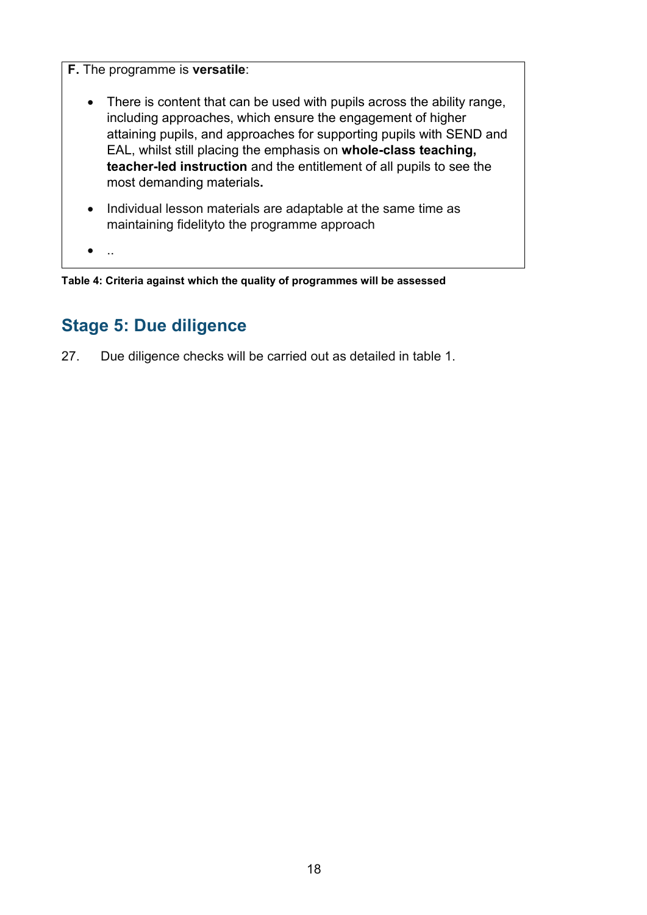**F.** The programme is **versatile**:

- There is content that can be used with pupils across the ability range, including approaches, which ensure the engagement of higher attaining pupils, and approaches for supporting pupils with SEND and EAL, whilst still placing the emphasis on **whole-class teaching, teacher-led instruction** and the entitlement of all pupils to see the most demanding materials**.**
- Individual lesson materials are adaptable at the same time as maintaining fidelityto the programme approach
- ..

**Table 4: Criteria against which the quality of programmes will be assessed**

## Stage 5: Due diligence

27. Due diligence checks will be carried out as detailed in table 1.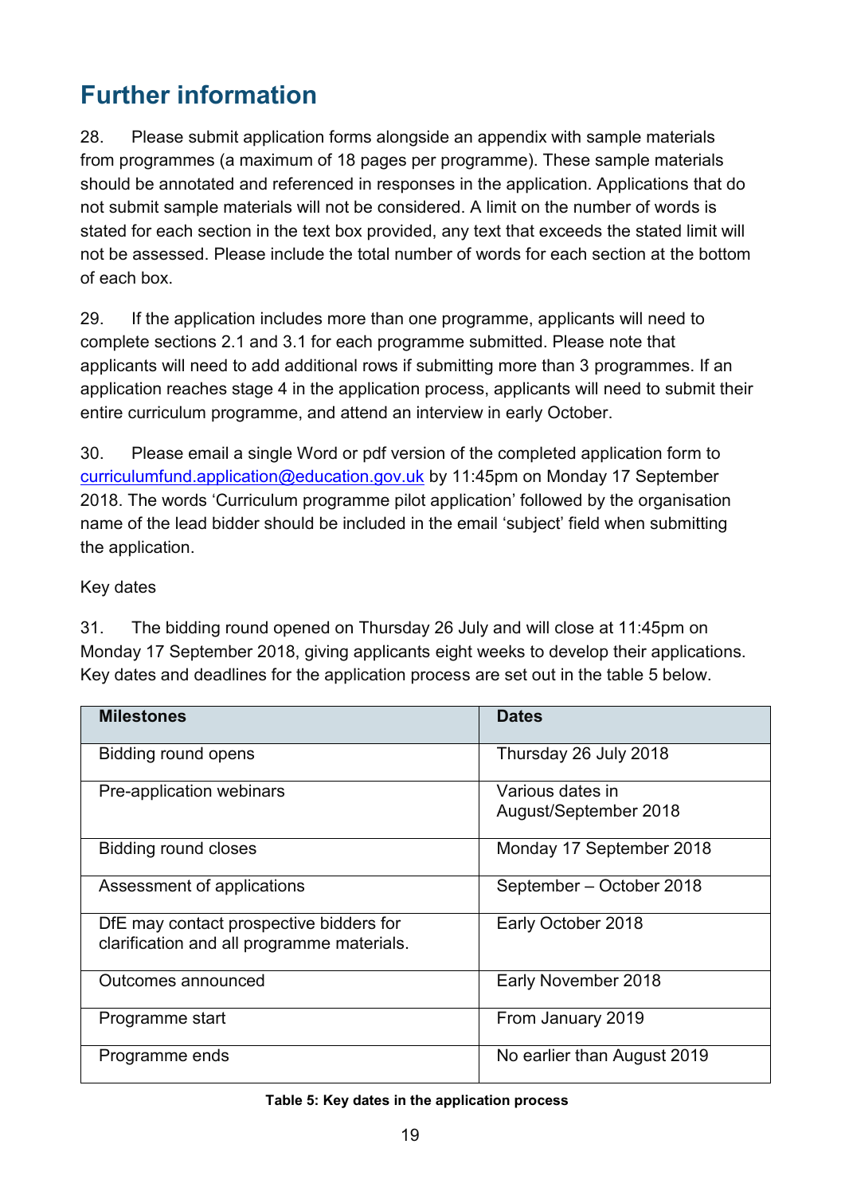## Further information

28. Please submit application forms alongside an appendix with sample materials from programmes (a maximum of 18 pages per programme). These sample materials should be annotated and referenced in responses in the application. Applications that do not submit sample materials will not be considered. A limit on the number of words is stated for each section in the text box provided, any text that exceeds the stated limit will not be assessed. Please include the total number of words for each section at the bottom of each box.

29. If the application includes more than one programme, applicants will need to complete sections 2.1 and 3.1 for each programme submitted. Please note that applicants will need to add additional rows if submitting more than 3 programmes. If an application reaches stage 4 in the application process, applicants will need to submit their entire curriculum programme, and attend an interview in early October.

30. Please email a single Word or pdf version of the completed application form to [curriculumfund.application@education.gov.uk](mailto:curriculumfund.application@education.gov.uk) by 11:45pm on Monday 17 September 2018. The words 'Curriculum programme pilot application' followed by the organisation name of the lead bidder should be included in the email 'subject' field when submitting the application.

Key dates

31. The bidding round opened on Thursday 26 July and will close at 11:45pm on Monday 17 September 2018, giving applicants eight weeks to develop their applications. Key dates and deadlines for the application process are set out in the table 5 below.

| Milestones | Dates |
| --- | --- |
| Bidding round opens | Thursday 26 July 2018 |
| Pre-application webinars | Various dates in August/September 2018 |
| Bidding round closes | Monday 17 September 2018 |
| Assessment of applications | September – October 2018 |
| DfE may contact prospective bidders for clarification and all programme materials. | Early October 2018 |
| Outcomes announced | Early November 2018 |
| Programme start | From January 2019 |
| Programme ends | No earlier than August 2019 |

**Table 5: Key dates in the application process**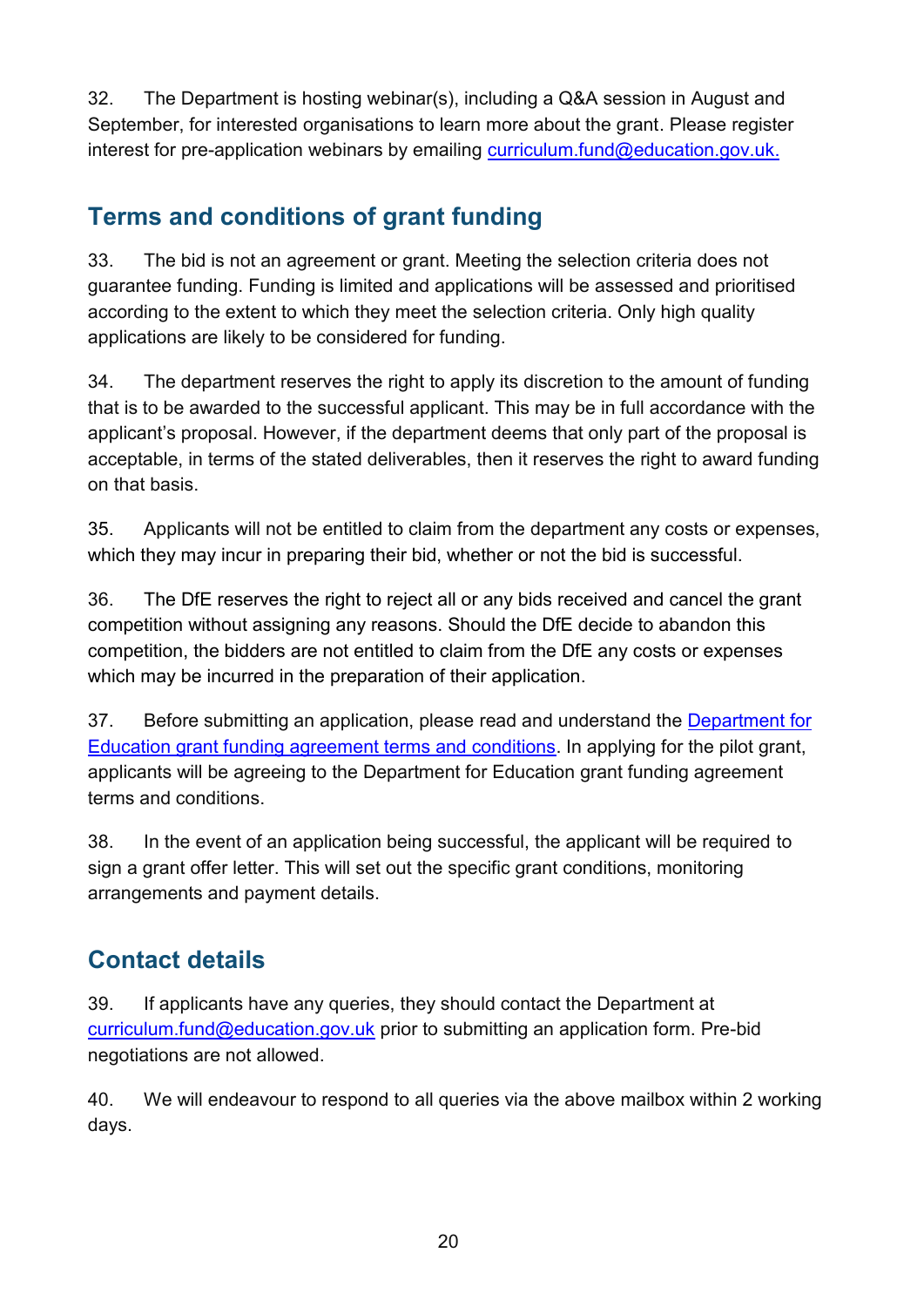32. The Department is hosting webinar(s), including a Q&A session in August and September, for interested organisations to learn more about the grant. Please register interest for pre-application webinars by emailing [curriculum.fund@education.gov.uk.](mailto:curriculum.fund@education.gov.uk)

## Terms and conditions of grant funding

33. The bid is not an agreement or grant. Meeting the selection criteria does not guarantee funding. Funding is limited and applications will be assessed and prioritised according to the extent to which they meet the selection criteria. Only high quality applications are likely to be considered for funding.

34. The department reserves the right to apply its discretion to the amount of funding that is to be awarded to the successful applicant. This may be in full accordance with the applicant's proposal. However, if the department deems that only part of the proposal is acceptable, in terms of the stated deliverables, then it reserves the right to award funding on that basis.

35. Applicants will not be entitled to claim from the department any costs or expenses, which they may incur in preparing their bid, whether or not the bid is successful.

36. The DfE reserves the right to reject all or any bids received and cancel the grant competition without assigning any reasons. Should the DfE decide to abandon this competition, the bidders are not entitled to claim from the DfE any costs or expenses which may be incurred in the preparation of their application.

37. Before submitting an application, please read and understand the Department for Education grant funding agreement terms and conditions. In applying for the pilot grant, applicants will be agreeing to the Department for Education grant funding agreement terms and conditions.

38. In the event of an application being successful, the applicant will be required to sign a grant offer letter. This will set out the specific grant conditions, monitoring arrangements and payment details.

## Contact details

39. If applicants have any queries, they should contact the Department at [curriculum.fund@education.gov.uk](mailto:curriculum.fund@education.gov.uk) prior to submitting an application form. Pre-bid negotiations are not allowed.

40. We will endeavour to respond to all queries via the above mailbox within 2 working days.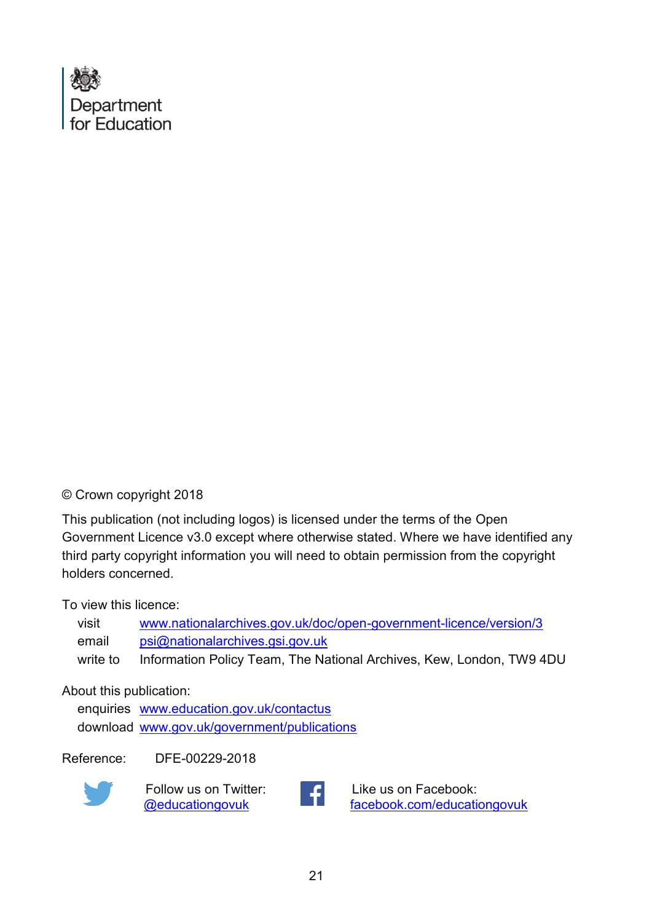Department for Education

© Crown copyright 2018

This publication (not including logos) is licensed under the terms of the Open Government Licence v3.0 except where otherwise stated. Where we have identified any third party copyright information you will need to obtain permission from the copyright holders concerned.

To view this licence:

visit www.nationalarchives.gov.uk/doc/open-government-licence/version/3
email psi@nationalarchives.gsi.gov.uk
write to Information Policy Team, The National Archives, Kew, London, TW9 4DU

About this publication:

enquiries www.education.gov.uk/contactus
download www.gov.uk/government/publications

Reference: DFE-00229-2018

Follow us on Twitter: @educationgovuk

Like us on Facebook: facebook.com/educationgovuk